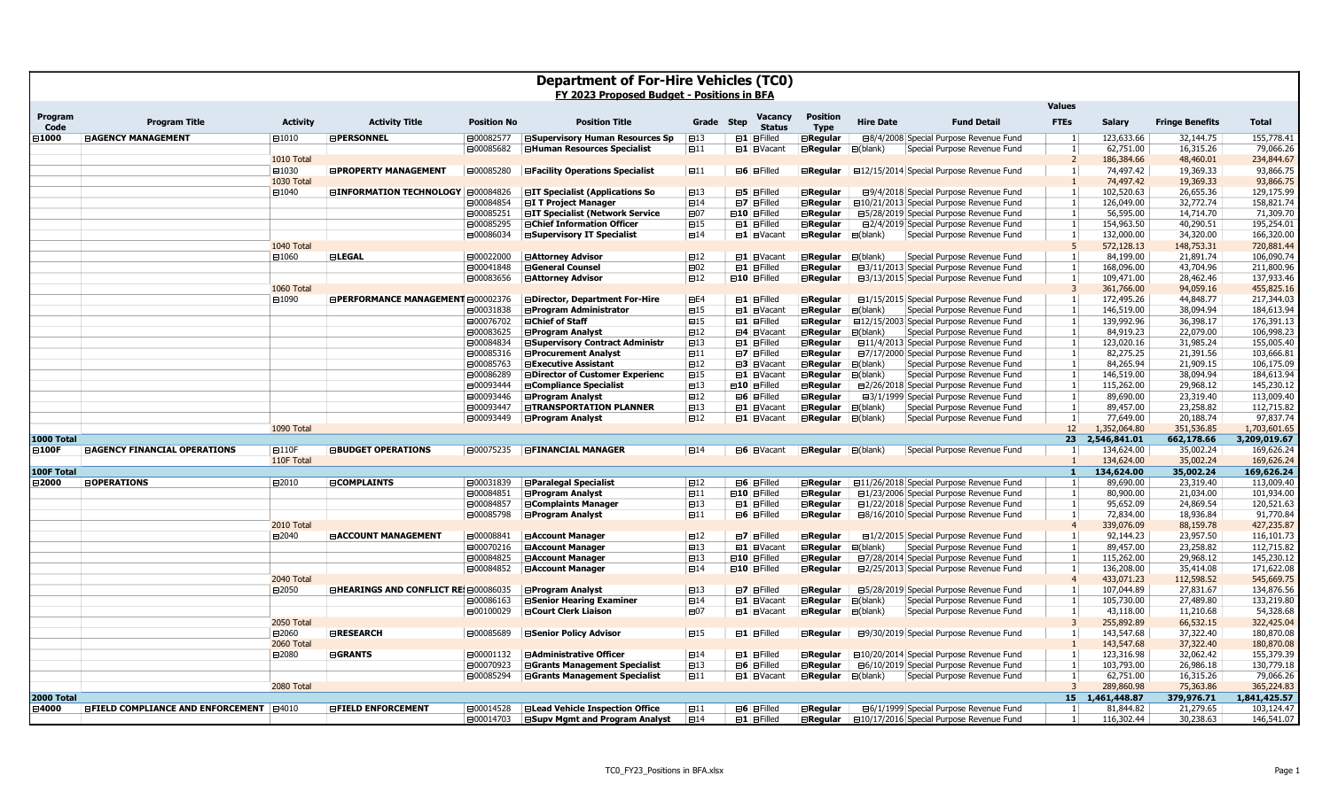# Department of For-Hire Vehicles (TC0)

## FY 2023 Proposed Budget - Positions in BFA

| Program Code | Program Title | Activity | Activity Title | Position No | Position Title | Grade | Step | Vacancy Status | Position Type | Hire Date | Fund Detail | Values FTEs | Salary | Fringe Benefits | Total |
|---|---|---|---|---|---|---|---|---|---|---|---|---|---|---|---|
| ⊟1000 | ⊟AGENCY MANAGEMENT | ⊟1010 | ⊟PERSONNEL | ⊟00082577 | ⊟Supervisory Human Resources Sp | ⊟13 | ⊟1 | ⊟Filled | ⊟Regular | ⊟8/4/2008 | Special Purpose Revenue Fund | 1 | 123,633.66 | 32,144.75 | 155,778.41 |
| | | | | ⊟00085682 | ⊟Human Resources Specialist | ⊟11 | ⊟1 | ⊟Vacant | ⊟Regular | ⊟(blank) | Special Purpose Revenue Fund | 1 | 62,751.00 | 16,315.26 | 79,066.26 |
| | | 1010 Total | | | | | | | | | | 2 | 186,384.66 | 48,460.01 | 234,844.67 |
| | | ⊟1030 | ⊟PROPERTY MANAGEMENT | ⊟00085280 | ⊟Facility Operations Specialist | ⊟11 | ⊟6 | ⊟Filled | ⊟Regular | ⊟12/15/2014 | Special Purpose Revenue Fund | 1 | 74,497.42 | 19,369.33 | 93,866.75 |
| | | 1030 Total | | | | | | | | | | 1 | 74,497.42 | 19,369.33 | 93,866.75 |
| | | ⊟1040 | ⊟INFORMATION TECHNOLOGY | ⊟00084826 | ⊟IT Specialist (Applications So | ⊟13 | ⊟5 | ⊟Filled | ⊟Regular | ⊟9/4/2018 | Special Purpose Revenue Fund | 1 | 102,520.63 | 26,655.36 | 129,175.99 |
| | | | | ⊟00084854 | ⊟I T Project Manager | ⊟14 | ⊟7 | ⊟Filled | ⊟Regular | ⊟10/21/2013 | Special Purpose Revenue Fund | 1 | 126,049.00 | 32,772.74 | 158,821.74 |
| | | | | ⊟00085251 | ⊟IT Specialist (Network Service | ⊟07 | ⊟10 | ⊟Filled | ⊟Regular | ⊟5/28/2019 | Special Purpose Revenue Fund | 1 | 56,595.00 | 14,714.70 | 71,309.70 |
| | | | | ⊟00085295 | ⊟Chief Information Officer | ⊟15 | ⊟1 | ⊟Filled | ⊟Regular | ⊟2/4/2019 | Special Purpose Revenue Fund | 1 | 154,963.50 | 40,290.51 | 195,254.01 |
| | | | | ⊟00086034 | ⊟Supervisory IT Specialist | ⊟14 | ⊟1 | ⊟Vacant | ⊟Regular | ⊟(blank) | Special Purpose Revenue Fund | 1 | 132,000.00 | 34,320.00 | 166,320.00 |
| | | 1040 Total | | | | | | | | | | 5 | 572,128.13 | 148,753.31 | 720,881.44 |
| | | ⊟1060 | ⊟LEGAL | ⊟00022000 | ⊟Attorney Advisor | ⊟12 | ⊟1 | ⊟Vacant | ⊟Regular | ⊟(blank) | Special Purpose Revenue Fund | 1 | 84,199.00 | 21,891.74 | 106,090.74 |
| | | | | ⊟00041848 | ⊟General Counsel | ⊟02 | ⊟1 | ⊟Filled | ⊟Regular | ⊟3/11/2013 | Special Purpose Revenue Fund | 1 | 168,096.00 | 43,704.96 | 211,800.96 |
| | | | | ⊟00083656 | ⊟Attorney Advisor | ⊟12 | ⊟10 | ⊟Filled | ⊟Regular | ⊟3/13/2015 | Special Purpose Revenue Fund | 1 | 109,471.00 | 28,462.46 | 137,933.46 |
| | | 1060 Total | | | | | | | | | | 3 | 361,766.00 | 94,059.16 | 455,825.16 |
| | | ⊟1090 | ⊟PERFORMANCE MANAGEMENT | ⊟00002376 | ⊟Director, Department For-Hire | ⊟E4 | ⊟1 | ⊟Filled | ⊟Regular | ⊟1/15/2015 | Special Purpose Revenue Fund | 1 | 172,495.26 | 44,848.77 | 217,344.03 |
| | | | | ⊟00031838 | ⊟Program Administrator | ⊟15 | ⊟1 | ⊟Vacant | ⊟Regular | ⊟(blank) | Special Purpose Revenue Fund | 1 | 146,519.00 | 38,094.94 | 184,613.94 |
| | | | | ⊟00076702 | ⊟Chief of Staff | ⊟15 | ⊟1 | ⊟Filled | ⊟Regular | ⊟12/15/2003 | Special Purpose Revenue Fund | 1 | 139,992.96 | 36,398.17 | 176,391.13 |
| | | | | ⊟00083625 | ⊟Program Analyst | ⊟12 | ⊟4 | ⊟Vacant | ⊟Regular | ⊟(blank) | Special Purpose Revenue Fund | 1 | 84,919.23 | 22,079.00 | 106,998.23 |
| | | | | ⊟00084834 | ⊟Supervisory Contract Administr | ⊟13 | ⊟1 | ⊟Filled | ⊟Regular | ⊟11/4/2013 | Special Purpose Revenue Fund | 1 | 123,020.16 | 31,985.24 | 155,005.40 |
| | | | | ⊟00085316 | ⊟Procurement Analyst | ⊟11 | ⊟7 | ⊟Filled | ⊟Regular | ⊟7/17/2000 | Special Purpose Revenue Fund | 1 | 82,275.25 | 21,391.56 | 103,666.81 |
| | | | | ⊟00085763 | ⊟Executive Assistant | ⊟12 | ⊟3 | ⊟Vacant | ⊟Regular | ⊟(blank) | Special Purpose Revenue Fund | 1 | 84,265.94 | 21,909.15 | 106,175.09 |
| | | | | ⊟00086289 | ⊟Director of Customer Experienc | ⊟15 | ⊟1 | ⊟Vacant | ⊟Regular | ⊟(blank) | Special Purpose Revenue Fund | 1 | 146,519.00 | 38,094.94 | 184,613.94 |
| | | | | ⊟00093444 | ⊟Compliance Specialist | ⊟13 | ⊟10 | ⊟Filled | ⊟Regular | ⊟2/26/2018 | Special Purpose Revenue Fund | 1 | 115,262.00 | 29,968.12 | 145,230.12 |
| | | | | ⊟00093446 | ⊟Program Analyst | ⊟12 | ⊟6 | ⊟Filled | ⊟Regular | ⊟3/1/1999 | Special Purpose Revenue Fund | 1 | 89,690.00 | 23,319.40 | 113,009.40 |
| | | | | ⊟00093447 | ⊟TRANSPORTATION PLANNER | ⊟13 | ⊟1 | ⊟Vacant | ⊟Regular | ⊟(blank) | Special Purpose Revenue Fund | 1 | 89,457.00 | 23,258.82 | 112,715.82 |
| | | | | ⊟00093449 | ⊟Program Analyst | ⊟12 | ⊟1 | ⊟Vacant | ⊟Regular | ⊟(blank) | Special Purpose Revenue Fund | 1 | 77,649.00 | 20,188.74 | 97,837.74 |
| | | 1090 Total | | | | | | | | | | 12 | 1,352,064.80 | 351,536.85 | 1,703,601.65 |
| **1000 Total** | | | | | | | | | | | | **23** | **2,546,841.01** | **662,178.66** | **3,209,019.67** |
| ⊟100F | ⊟AGENCY FINANCIAL OPERATIONS | ⊟110F | ⊟BUDGET OPERATIONS | ⊟00075235 | ⊟FINANCIAL MANAGER | ⊟14 | ⊟6 | ⊟Vacant | ⊟Regular | ⊟(blank) | Special Purpose Revenue Fund | 1 | 134,624.00 | 35,002.24 | 169,626.24 |
| | | 110F Total | | | | | | | | | | 1 | 134,624.00 | 35,002.24 | 169,626.24 |
| **100F Total** | | | | | | | | | | | | **1** | **134,624.00** | **35,002.24** | **169,626.24** |
| ⊟2000 | ⊟OPERATIONS | ⊟2010 | ⊟COMPLAINTS | ⊟00031839 | ⊟Paralegal Specialist | ⊟12 | ⊟6 | ⊟Filled | ⊟Regular | ⊟11/26/2018 | Special Purpose Revenue Fund | 1 | 89,690.00 | 23,319.40 | 113,009.40 |
| | | | | ⊟00084851 | ⊟Program Analyst | ⊟11 | ⊟10 | ⊟Filled | ⊟Regular | ⊟1/23/2006 | Special Purpose Revenue Fund | 1 | 80,900.00 | 21,034.00 | 101,934.00 |
| | | | | ⊟00084857 | ⊟Complaints Manager | ⊟13 | ⊟1 | ⊟Filled | ⊟Regular | ⊟1/22/2018 | Special Purpose Revenue Fund | 1 | 95,652.09 | 24,869.54 | 120,521.63 |
| | | | | ⊟00085798 | ⊟Program Analyst | ⊟11 | ⊟6 | ⊟Filled | ⊟Regular | ⊟8/16/2010 | Special Purpose Revenue Fund | 1 | 72,834.00 | 18,936.84 | 91,770.84 |
| | | 2010 Total | | | | | | | | | | 4 | 339,076.09 | 88,159.78 | 427,235.87 |
| | | ⊟2040 | ⊟ACCOUNT MANAGEMENT | ⊟00008841 | ⊟Account Manager | ⊟12 | ⊟7 | ⊟Filled | ⊟Regular | ⊟1/2/2015 | Special Purpose Revenue Fund | 1 | 92,144.23 | 23,957.50 | 116,101.73 |
| | | | | ⊟00070216 | ⊟Account Manager | ⊟13 | ⊟1 | ⊟Vacant | ⊟Regular | ⊟(blank) | Special Purpose Revenue Fund | 1 | 89,457.00 | 23,258.82 | 112,715.82 |
| | | | | ⊟00084825 | ⊟Account Manager | ⊟13 | ⊟10 | ⊟Filled | ⊟Regular | ⊟7/28/2014 | Special Purpose Revenue Fund | 1 | 115,262.00 | 29,968.12 | 145,230.12 |
| | | | | ⊟00084852 | ⊟Account Manager | ⊟14 | ⊟10 | ⊟Filled | ⊟Regular | ⊟2/25/2013 | Special Purpose Revenue Fund | 1 | 136,208.00 | 35,414.08 | 171,622.08 |
| | | 2040 Total | | | | | | | | | | 4 | 433,071.23 | 112,598.52 | 545,669.75 |
| | | ⊟2050 | ⊟HEARINGS AND CONFLICT RE | ⊟00086035 | ⊟Program Analyst | ⊟13 | ⊟7 | ⊟Filled | ⊟Regular | ⊟5/28/2019 | Special Purpose Revenue Fund | 1 | 107,044.89 | 27,831.67 | 134,876.56 |
| | | | | ⊟00086163 | ⊟Senior Hearing Examiner | ⊟14 | ⊟1 | ⊟Vacant | ⊟Regular | ⊟(blank) | Special Purpose Revenue Fund | 1 | 105,730.00 | 27,489.80 | 133,219.80 |
| | | | | ⊟00100029 | ⊟Court Clerk Liaison | ⊟07 | ⊟1 | ⊟Vacant | ⊟Regular | ⊟(blank) | Special Purpose Revenue Fund | 1 | 43,118.00 | 11,210.68 | 54,328.68 |
| | | 2050 Total | | | | | | | | | | 3 | 255,892.89 | 66,532.15 | 322,425.04 |
| | | ⊟2060 | ⊟RESEARCH | ⊟00085689 | ⊟Senior Policy Advisor | ⊟15 | ⊟1 | ⊟Filled | ⊟Regular | ⊟9/30/2019 | Special Purpose Revenue Fund | 1 | 143,547.68 | 37,322.40 | 180,870.08 |
| | | 2060 Total | | | | | | | | | | 1 | 143,547.68 | 37,322.40 | 180,870.08 |
| | | ⊟2080 | ⊟GRANTS | ⊟00001132 | ⊟Administrative Officer | ⊟14 | ⊟1 | ⊟Filled | ⊟Regular | ⊟10/20/2014 | Special Purpose Revenue Fund | 1 | 123,316.98 | 32,062.42 | 155,379.39 |
| | | | | ⊟00070923 | ⊟Grants Management Specialist | ⊟13 | ⊟6 | ⊟Filled | ⊟Regular | ⊟6/10/2019 | Special Purpose Revenue Fund | 1 | 103,793.00 | 26,986.18 | 130,779.18 |
| | | | | ⊟00085294 | ⊟Grants Management Specialist | ⊟11 | ⊟1 | ⊟Vacant | ⊟Regular | ⊟(blank) | Special Purpose Revenue Fund | 1 | 62,751.00 | 16,315.26 | 79,066.26 |
| | | 2080 Total | | | | | | | | | | 3 | 289,860.98 | 75,363.86 | 365,224.83 |
| **2000 Total** | | | | | | | | | | | | **15** | **1,461,448.87** | **379,976.71** | **1,841,425.57** |
| ⊟4000 | ⊟FIELD COMPLIANCE AND ENFORCEMENT | ⊟4010 | ⊟FIELD ENFORCEMENT | ⊟00014528 | ⊟Lead Vehicle Inspection Office | ⊟11 | ⊟6 | ⊟Filled | ⊟Regular | ⊟6/1/1999 | Special Purpose Revenue Fund | 1 | 81,844.82 | 21,279.65 | 103,124.47 |
| | | | | ⊟00014703 | ⊟Supv Mgmt and Program Analyst | ⊟14 | ⊟1 | ⊟Filled | ⊟Regular | ⊟10/17/2016 | Special Purpose Revenue Fund | 1 | 116,302.44 | 30,238.63 | 146,541.07 |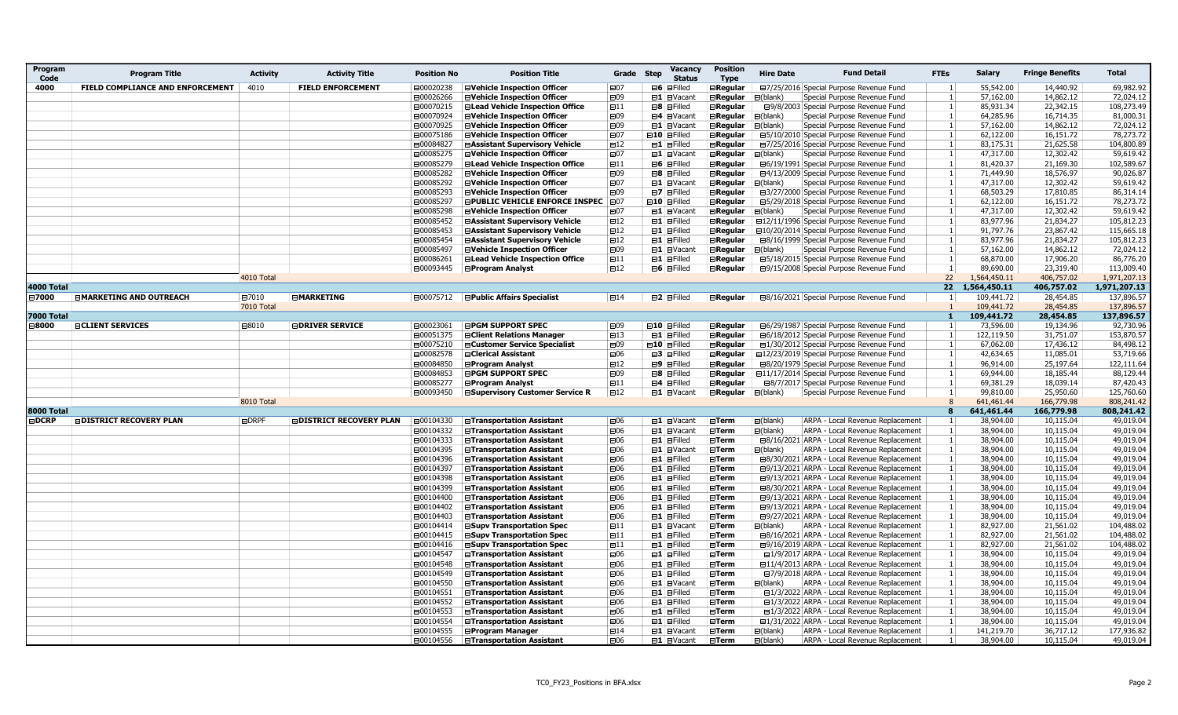| Program Code | Program Title | Activity | Activity Title | Position No | Position Title | Grade | Step | Vacancy Status | Position Type | Hire Date | Fund Detail | FTEs | Salary | Fringe Benefits | Total |
|---|---|---|---|---|---|---|---|---|---|---|---|---|---|---|---|
| 4000 | FIELD COMPLIANCE AND ENFORCEMENT | 4010 | FIELD ENFORCEMENT | ⊟00020238 | ⊟Vehicle Inspection Officer | ⊟07 | ⊟6 | ⊟Filled | ⊟Regular | ⊟7/25/2016 | Special Purpose Revenue Fund | 1 | 55,542.00 | 14,440.92 | 69,982.92 |
| | | | | ⊟00026266 | ⊟Vehicle Inspection Officer | ⊟09 | ⊟1 | ⊟Vacant | ⊟Regular | ⊟(blank) | Special Purpose Revenue Fund | 1 | 57,162.00 | 14,862.12 | 72,024.12 |
| | | | | ⊟00070215 | ⊟Lead Vehicle Inspection Office | ⊟11 | ⊟8 | ⊟Filled | ⊟Regular | ⊟9/8/2003 | Special Purpose Revenue Fund | 1 | 85,931.34 | 22,342.15 | 108,273.49 |
| | | | | ⊟00070924 | ⊟Vehicle Inspection Officer | ⊟09 | ⊟4 | ⊟Vacant | ⊟Regular | ⊟(blank) | Special Purpose Revenue Fund | 1 | 64,285.96 | 16,714.35 | 81,000.31 |
| | | | | ⊟00070925 | ⊟Vehicle Inspection Officer | ⊟09 | ⊟1 | ⊟Vacant | ⊟Regular | ⊟(blank) | Special Purpose Revenue Fund | 1 | 57,162.00 | 14,862.12 | 72,024.12 |
| | | | | ⊟00075186 | ⊟Vehicle Inspection Officer | ⊟07 | ⊟10 | ⊟Filled | ⊟Regular | ⊟5/10/2010 | Special Purpose Revenue Fund | 1 | 62,122.00 | 16,151.72 | 78,273.72 |
| | | | | ⊟00084827 | ⊟Assistant Supervisory Vehicle | ⊟12 | ⊟1 | ⊟Filled | ⊟Regular | ⊟7/25/2016 | Special Purpose Revenue Fund | 1 | 83,175.31 | 21,625.58 | 104,800.89 |
| | | | | ⊟00085275 | ⊟Vehicle Inspection Officer | ⊟07 | ⊟1 | ⊟Vacant | ⊟Regular | ⊟(blank) | Special Purpose Revenue Fund | 1 | 47,317.00 | 12,302.42 | 59,619.42 |
| | | | | ⊟00085279 | ⊟Lead Vehicle Inspection Office | ⊟11 | ⊟6 | ⊟Filled | ⊟Regular | ⊟6/19/1991 | Special Purpose Revenue Fund | 1 | 81,420.37 | 21,169.30 | 102,589.67 |
| | | | | ⊟00085282 | ⊟Vehicle Inspection Officer | ⊟09 | ⊟8 | ⊟Filled | ⊟Regular | ⊟4/13/2009 | Special Purpose Revenue Fund | 1 | 71,449.90 | 18,576.97 | 90,026.87 |
| | | | | ⊟00085292 | ⊟Vehicle Inspection Officer | ⊟07 | ⊟1 | ⊟Vacant | ⊟Regular | ⊟(blank) | Special Purpose Revenue Fund | 1 | 47,317.00 | 12,302.42 | 59,619.42 |
| | | | | ⊟00085293 | ⊟Vehicle Inspection Officer | ⊟09 | ⊟7 | ⊟Filled | ⊟Regular | ⊟3/27/2000 | Special Purpose Revenue Fund | 1 | 68,503.29 | 17,810.85 | 86,314.14 |
| | | | | ⊟00085297 | ⊟PUBLIC VEHICLE ENFORCE INSPEC | ⊟07 | ⊟10 | ⊟Filled | ⊟Regular | ⊟5/29/2018 | Special Purpose Revenue Fund | 1 | 62,122.00 | 16,151.72 | 78,273.72 |
| | | | | ⊟00085298 | ⊟Vehicle Inspection Officer | ⊟07 | ⊟1 | ⊟Vacant | ⊟Regular | ⊟(blank) | Special Purpose Revenue Fund | 1 | 47,317.00 | 12,302.42 | 59,619.42 |
| | | | | ⊟00085452 | ⊟Assistant Supervisory Vehicle | ⊟12 | ⊟1 | ⊟Filled | ⊟Regular | ⊟12/11/1996 | Special Purpose Revenue Fund | 1 | 83,977.96 | 21,834.27 | 105,812.23 |
| | | | | ⊟00085453 | ⊟Assistant Supervisory Vehicle | ⊟12 | ⊟1 | ⊟Filled | ⊟Regular | ⊟10/20/2014 | Special Purpose Revenue Fund | 1 | 91,797.76 | 23,867.42 | 115,665.18 |
| | | | | ⊟00085454 | ⊟Assistant Supervisory Vehicle | ⊟12 | ⊟1 | ⊟Filled | ⊟Regular | ⊟8/16/1999 | Special Purpose Revenue Fund | 1 | 83,977.96 | 21,834.27 | 105,812.23 |
| | | | | ⊟00085497 | ⊟Vehicle Inspection Officer | ⊟09 | ⊟1 | ⊟Vacant | ⊟Regular | ⊟(blank) | Special Purpose Revenue Fund | 1 | 57,162.00 | 14,862.12 | 72,024.12 |
| | | | | ⊟00086261 | ⊟Lead Vehicle Inspection Office | ⊟11 | ⊟1 | ⊟Filled | ⊟Regular | ⊟5/18/2015 | Special Purpose Revenue Fund | 1 | 68,870.00 | 17,906.20 | 86,776.20 |
| | | | | ⊟00093445 | ⊟Program Analyst | ⊟12 | ⊟6 | ⊟Filled | ⊟Regular | ⊟9/15/2008 | Special Purpose Revenue Fund | 1 | 89,690.00 | 23,319.40 | 113,009.40 |
| | | 4010 Total | | | | | | | | | | 22 | 1,564,450.11 | 406,757.02 | 1,971,207.13 |
| 4000 Total | | | | | | | | | | | | 22 | 1,564,450.11 | 406,757.02 | 1,971,207.13 |
| ⊟7000 | ⊟MARKETING AND OUTREACH | ⊟7010 | ⊟MARKETING | ⊟00075712 | ⊟Public Affairs Specialist | ⊟14 | ⊟2 | ⊟Filled | ⊟Regular | ⊟8/16/2021 | Special Purpose Revenue Fund | 1 | 109,441.72 | 28,454.85 | 137,896.57 |
| | | 7010 Total | | | | | | | | | | 1 | 109,441.72 | 28,454.85 | 137,896.57 |
| 7000 Total | | | | | | | | | | | | 1 | 109,441.72 | 28,454.85 | 137,896.57 |
| ⊟8000 | ⊟CLIENT SERVICES | ⊟8010 | ⊟DRIVER SERVICE | ⊟00023061 | ⊟PGM SUPPORT SPEC | ⊟09 | ⊟10 | ⊟Filled | ⊟Regular | ⊟6/29/1987 | Special Purpose Revenue Fund | 1 | 73,596.00 | 19,134.96 | 92,730.96 |
| | | | | ⊟00051375 | ⊟Client Relations Manager | ⊟13 | ⊟1 | ⊟Filled | ⊟Regular | ⊟6/18/2012 | Special Purpose Revenue Fund | 1 | 122,119.50 | 31,751.07 | 153,870.57 |
| | | | | ⊟00075210 | ⊟Customer Service Specialist | ⊟09 | ⊟10 | ⊟Filled | ⊟Regular | ⊟1/30/2012 | Special Purpose Revenue Fund | 1 | 67,062.00 | 17,436.12 | 84,498.12 |
| | | | | ⊟00082578 | ⊟Clerical Assistant | ⊟06 | ⊟3 | ⊟Filled | ⊟Regular | ⊟12/23/2019 | Special Purpose Revenue Fund | 1 | 42,634.65 | 11,085.01 | 53,719.66 |
| | | | | ⊟00084850 | ⊟Program Analyst | ⊟12 | ⊟9 | ⊟Filled | ⊟Regular | ⊟8/20/1979 | Special Purpose Revenue Fund | 1 | 96,914.00 | 25,197.64 | 122,111.64 |
| | | | | ⊟00084853 | ⊟PGM SUPPORT SPEC | ⊟09 | ⊟8 | ⊟Filled | ⊟Regular | ⊟11/17/2014 | Special Purpose Revenue Fund | 1 | 69,944.00 | 18,185.44 | 88,129.44 |
| | | | | ⊟00085277 | ⊟Program Analyst | ⊟11 | ⊟4 | ⊟Filled | ⊟Regular | ⊟8/7/2017 | Special Purpose Revenue Fund | 1 | 69,381.29 | 18,039.14 | 87,420.43 |
| | | | | ⊟00093450 | ⊟Supervisory Customer Service R | ⊟12 | ⊟1 | ⊟Vacant | ⊟Regular | ⊟(blank) | Special Purpose Revenue Fund | 1 | 99,810.00 | 25,950.60 | 125,760.60 |
| | | 8010 Total | | | | | | | | | | 8 | 641,461.44 | 166,779.98 | 808,241.42 |
| 8000 Total | | | | | | | | | | | | 8 | 641,461.44 | 166,779.98 | 808,241.42 |
| ⊟DCRP | ⊟DISTRICT RECOVERY PLAN | ⊟DRPF | ⊟DISTRICT RECOVERY PLAN | ⊟00104330 | ⊟Transportation Assistant | ⊟06 | ⊟1 | ⊟Vacant | ⊟Term | ⊟(blank) | ARPA - Local Revenue Replacement | 1 | 38,904.00 | 10,115.04 | 49,019.04 |
| | | | | ⊟00104332 | ⊟Transportation Assistant | ⊟06 | ⊟1 | ⊟Vacant | ⊟Term | ⊟(blank) | ARPA - Local Revenue Replacement | 1 | 38,904.00 | 10,115.04 | 49,019.04 |
| | | | | ⊟00104333 | ⊟Transportation Assistant | ⊟06 | ⊟1 | ⊟Filled | ⊟Term | ⊟8/16/2021 | ARPA - Local Revenue Replacement | 1 | 38,904.00 | 10,115.04 | 49,019.04 |
| | | | | ⊟00104395 | ⊟Transportation Assistant | ⊟06 | ⊟1 | ⊟Vacant | ⊟Term | ⊟(blank) | ARPA - Local Revenue Replacement | 1 | 38,904.00 | 10,115.04 | 49,019.04 |
| | | | | ⊟00104396 | ⊟Transportation Assistant | ⊟06 | ⊟1 | ⊟Filled | ⊟Term | ⊟8/30/2021 | ARPA - Local Revenue Replacement | 1 | 38,904.00 | 10,115.04 | 49,019.04 |
| | | | | ⊟00104397 | ⊟Transportation Assistant | ⊟06 | ⊟1 | ⊟Filled | ⊟Term | ⊟9/13/2021 | ARPA - Local Revenue Replacement | 1 | 38,904.00 | 10,115.04 | 49,019.04 |
| | | | | ⊟00104398 | ⊟Transportation Assistant | ⊟06 | ⊟1 | ⊟Filled | ⊟Term | ⊟9/13/2021 | ARPA - Local Revenue Replacement | 1 | 38,904.00 | 10,115.04 | 49,019.04 |
| | | | | ⊟00104399 | ⊟Transportation Assistant | ⊟06 | ⊟1 | ⊟Filled | ⊟Term | ⊟8/30/2021 | ARPA - Local Revenue Replacement | 1 | 38,904.00 | 10,115.04 | 49,019.04 |
| | | | | ⊟00104400 | ⊟Transportation Assistant | ⊟06 | ⊟1 | ⊟Filled | ⊟Term | ⊟9/13/2021 | ARPA - Local Revenue Replacement | 1 | 38,904.00 | 10,115.04 | 49,019.04 |
| | | | | ⊟00104402 | ⊟Transportation Assistant | ⊟06 | ⊟1 | ⊟Filled | ⊟Term | ⊟9/13/2021 | ARPA - Local Revenue Replacement | 1 | 38,904.00 | 10,115.04 | 49,019.04 |
| | | | | ⊟00104403 | ⊟Transportation Assistant | ⊟06 | ⊟1 | ⊟Filled | ⊟Term | ⊟9/27/2021 | ARPA - Local Revenue Replacement | 1 | 38,904.00 | 10,115.04 | 49,019.04 |
| | | | | ⊟00104414 | ⊟Supv Transportation Spec | ⊟11 | ⊟1 | ⊟Vacant | ⊟Term | ⊟(blank) | ARPA - Local Revenue Replacement | 1 | 82,927.00 | 21,561.02 | 104,488.02 |
| | | | | ⊟00104415 | ⊟Supv Transportation Spec | ⊟11 | ⊟1 | ⊟Filled | ⊟Term | ⊟8/16/2021 | ARPA - Local Revenue Replacement | 1 | 82,927.00 | 21,561.02 | 104,488.02 |
| | | | | ⊟00104416 | ⊟Supv Transportation Spec | ⊟11 | ⊟1 | ⊟Filled | ⊟Term | ⊟9/16/2019 | ARPA - Local Revenue Replacement | 1 | 82,927.00 | 21,561.02 | 104,488.02 |
| | | | | ⊟00104547 | ⊟Transportation Assistant | ⊟06 | ⊟1 | ⊟Filled | ⊟Term | ⊟1/9/2017 | ARPA - Local Revenue Replacement | 1 | 38,904.00 | 10,115.04 | 49,019.04 |
| | | | | ⊟00104548 | ⊟Transportation Assistant | ⊟06 | ⊟1 | ⊟Filled | ⊟Term | ⊟11/4/2013 | ARPA - Local Revenue Replacement | 1 | 38,904.00 | 10,115.04 | 49,019.04 |
| | | | | ⊟00104549 | ⊟Transportation Assistant | ⊟06 | ⊟1 | ⊟Filled | ⊟Term | ⊟7/9/2018 | ARPA - Local Revenue Replacement | 1 | 38,904.00 | 10,115.04 | 49,019.04 |
| | | | | ⊟00104550 | ⊟Transportation Assistant | ⊟06 | ⊟1 | ⊟Vacant | ⊟Term | ⊟(blank) | ARPA - Local Revenue Replacement | 1 | 38,904.00 | 10,115.04 | 49,019.04 |
| | | | | ⊟00104551 | ⊟Transportation Assistant | ⊟06 | ⊟1 | ⊟Filled | ⊟Term | ⊟1/3/2022 | ARPA - Local Revenue Replacement | 1 | 38,904.00 | 10,115.04 | 49,019.04 |
| | | | | ⊟00104552 | ⊟Transportation Assistant | ⊟06 | ⊟1 | ⊟Filled | ⊟Term | ⊟1/3/2022 | ARPA - Local Revenue Replacement | 1 | 38,904.00 | 10,115.04 | 49,019.04 |
| | | | | ⊟00104553 | ⊟Transportation Assistant | ⊟06 | ⊟1 | ⊟Filled | ⊟Term | ⊟1/3/2022 | ARPA - Local Revenue Replacement | 1 | 38,904.00 | 10,115.04 | 49,019.04 |
| | | | | ⊟00104554 | ⊟Transportation Assistant | ⊟06 | ⊟1 | ⊟Filled | ⊟Term | ⊟1/31/2022 | ARPA - Local Revenue Replacement | 1 | 38,904.00 | 10,115.04 | 49,019.04 |
| | | | | ⊟00104555 | ⊟Program Manager | ⊟14 | ⊟1 | ⊟Vacant | ⊟Term | ⊟(blank) | ARPA - Local Revenue Replacement | 1 | 141,219.70 | 36,717.12 | 177,936.82 |
| | | | | ⊟00104556 | ⊟Transportation Assistant | ⊟06 | ⊟1 | ⊟Vacant | ⊟Term | ⊟(blank) | ARPA - Local Revenue Replacement | 1 | 38,904.00 | 10,115.04 | 49,019.04 |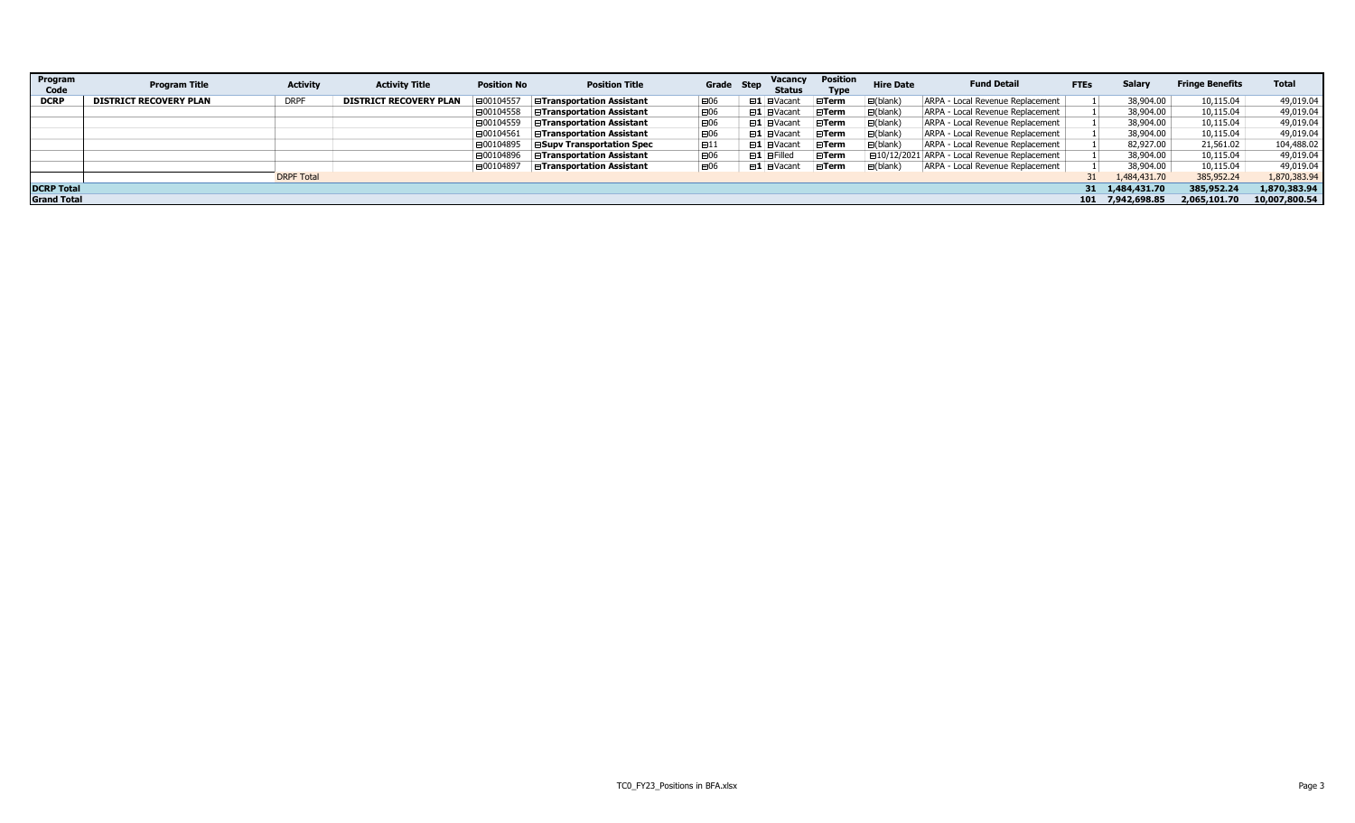| Program Code | Program Title | Activity | Activity Title | Position No | Position Title | Grade | Step | Vacancy Status | Position Type | Hire Date | Fund Detail | FTEs | Salary | Fringe Benefits | Total |
|---|---|---|---|---|---|---|---|---|---|---|---|---|---|---|---|
| DCRP | DISTRICT RECOVERY PLAN | DRPF | DISTRICT RECOVERY PLAN | ⊟00104557 | ⊟Transportation Assistant | ⊟06 | ⊟1 | ⊟Vacant | ⊟Term | ⊟(blank) | ARPA - Local Revenue Replacement | 1 | 38,904.00 | 10,115.04 | 49,019.04 |
| | | | | ⊟00104558 | ⊟Transportation Assistant | ⊟06 | ⊟1 | ⊟Vacant | ⊟Term | ⊟(blank) | ARPA - Local Revenue Replacement | 1 | 38,904.00 | 10,115.04 | 49,019.04 |
| | | | | ⊟00104559 | ⊟Transportation Assistant | ⊟06 | ⊟1 | ⊟Vacant | ⊟Term | ⊟(blank) | ARPA - Local Revenue Replacement | 1 | 38,904.00 | 10,115.04 | 49,019.04 |
| | | | | ⊟00104561 | ⊟Transportation Assistant | ⊟06 | ⊟1 | ⊟Vacant | ⊟Term | ⊟(blank) | ARPA - Local Revenue Replacement | 1 | 38,904.00 | 10,115.04 | 49,019.04 |
| | | | | ⊟00104895 | ⊟Supv Transportation Spec | ⊟11 | ⊟1 | ⊟Vacant | ⊟Term | ⊟(blank) | ARPA - Local Revenue Replacement | 1 | 82,927.00 | 21,561.02 | 104,488.02 |
| | | | | ⊟00104896 | ⊟Transportation Assistant | ⊟06 | ⊟1 | ⊟Filled | ⊟Term | ⊟10/12/2021 | ARPA - Local Revenue Replacement | 1 | 38,904.00 | 10,115.04 | 49,019.04 |
| | | | | ⊟00104897 | ⊟Transportation Assistant | ⊟06 | ⊟1 | ⊟Vacant | ⊟Term | ⊟(blank) | ARPA - Local Revenue Replacement | 1 | 38,904.00 | 10,115.04 | 49,019.04 |
| | | DRPF Total | | | | | | | | | | 31 | 1,484,431.70 | 385,952.24 | 1,870,383.94 |
| **DCRP Total** | | | | | | | | | | | | **31** | **1,484,431.70** | **385,952.24** | **1,870,383.94** |
| **Grand Total** | | | | | | | | | | | | **101** | **7,942,698.85** | **2,065,101.70** | **10,007,800.54** |

TC0_FY23_Positions in BFA.xlsx